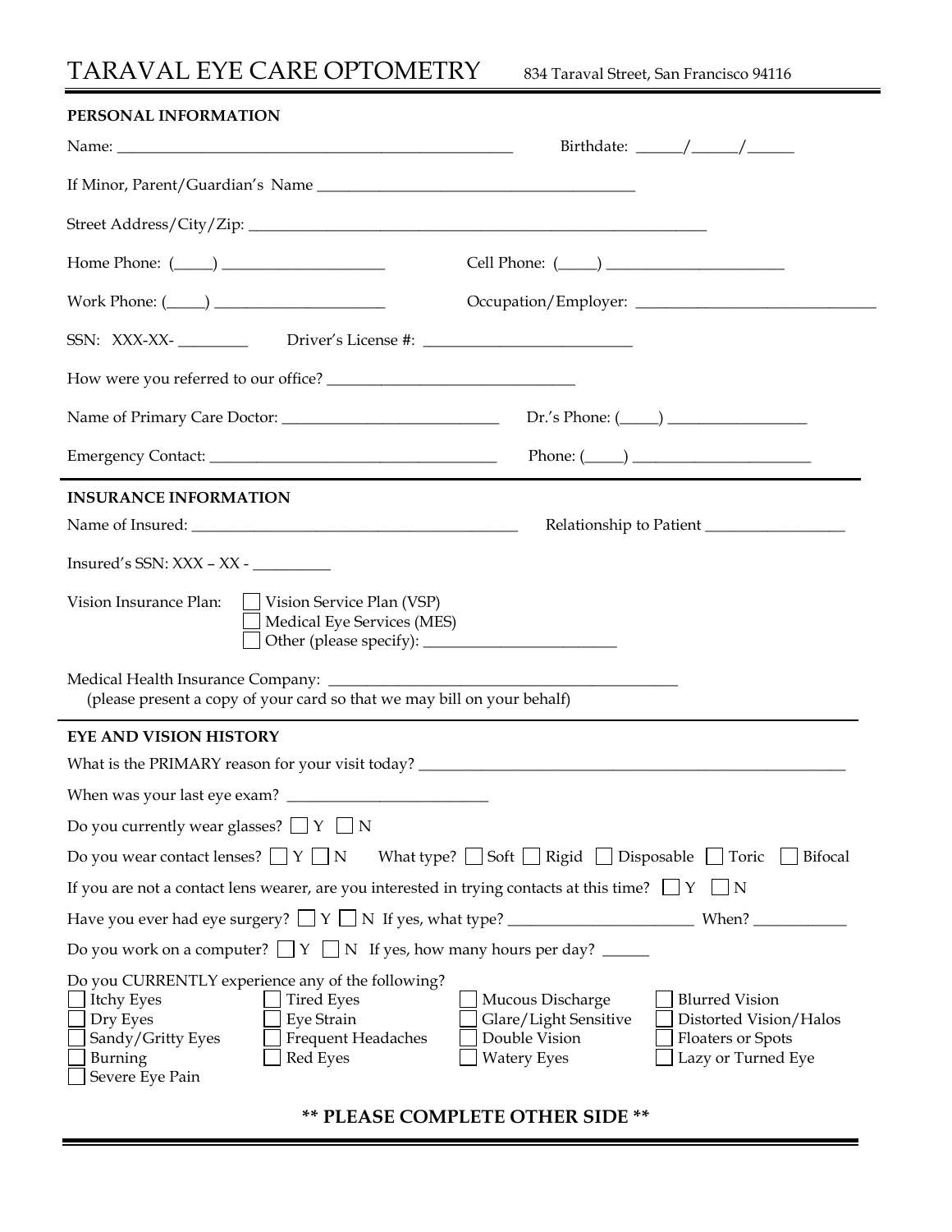# TARAVAL EYE CARE OPTOMETRY

834 Taraval Street, San Francisco 94116

## PERSONAL INFORMATION

Name: ____________________________________________ Birthdate: ______/______/______

If Minor, Parent/Guardian's Name ________________________________________

Street Address/City/Zip: _____________________________________________________________

Home Phone: (_____) ____________________ Cell Phone: (_____) ______________________

Work Phone: (_____) _____________________ Occupation/Employer: ______________________________

SSN: XXX-XX- _________ Driver's License #: __________________________

How were you referred to our office? _______________________________

Name of Primary Care Doctor: ___________________________ Dr.'s Phone: (_____) _________________

Emergency Contact: ___________________________________ Phone: (_____) ______________________

## INSURANCE INFORMATION

Name of Insured: __________________________________________ Relationship to Patient __________________

Insured's SSN: XXX – XX - __________

Vision Insurance Plan:
- ☐ Vision Service Plan (VSP)
- ☐ Medical Eye Services (MES)
- ☐ Other (please specify): ________________________

Medical Health Insurance Company: _____________________________________________
(please present a copy of your card so that we may bill on your behalf)

## EYE AND VISION HISTORY

What is the PRIMARY reason for your visit today? ______________________________________________________

When was your last eye exam? _________________________

Do you currently wear glasses? ☐ Y ☐ N

Do you wear contact lenses? ☐ Y ☐ N What type? ☐ Soft ☐ Rigid ☐ Disposable ☐ Toric ☐ Bifocal

If you are not a contact lens wearer, are you interested in trying contacts at this time? ☐ Y ☐ N

Have you ever had eye surgery? ☐ Y ☐ N If yes, what type? _______________________ When? ____________

Do you work on a computer? ☐ Y ☐ N If yes, how many hours per day? ______

Do you CURRENTLY experience any of the following?

| | | | |
|---|---|---|---|
| ☐ Itchy Eyes | ☐ Tired Eyes | ☐ Mucous Discharge | ☐ Blurred Vision |
| ☐ Dry Eyes | ☐ Eye Strain | ☐ Glare/Light Sensitive | ☐ Distorted Vision/Halos |
| ☐ Sandy/Gritty Eyes | ☐ Frequent Headaches | ☐ Double Vision | ☐ Floaters or Spots |
| ☐ Burning | ☐ Red Eyes | ☐ Watery Eyes | ☐ Lazy or Turned Eye |
| ☐ Severe Eye Pain | | | |

**\*\* PLEASE COMPLETE OTHER SIDE \*\***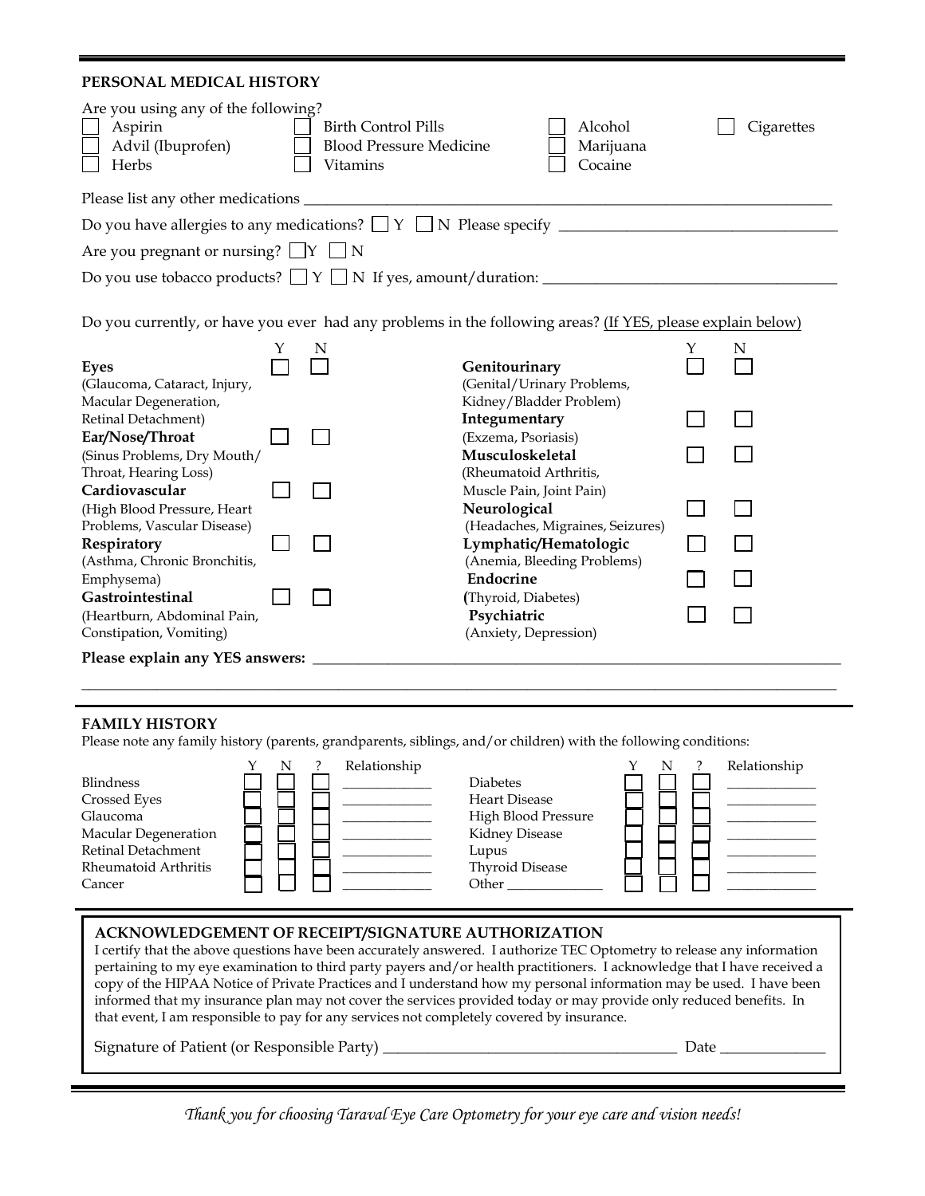## PERSONAL MEDICAL HISTORY

Are you using any of the following?

- ☐ Aspirin
- ☐ Advil (Ibuprofen)
- ☐ Herbs
- ☐ Birth Control Pills
- ☐ Blood Pressure Medicine
- ☐ Vitamins
- ☐ Alcohol
- ☐ Marijuana
- ☐ Cocaine
- ☐ Cigarettes

Please list any other medications ______________________________

Do you have allergies to any medications? ☐ Y ☐ N Please specify ______________________________

Are you pregnant or nursing? ☐ Y ☐ N

Do you use tobacco products? ☐ Y ☐ N If yes, amount/duration: ______________________________

Do you currently, or have you ever had any problems in the following areas? (If YES, please explain below)

| | Y | N | | Y | N |
|---|---|---|---|---|---|
| **Eyes** (Glaucoma, Cataract, Injury, Macular Degeneration, Retinal Detachment) | ☐ | ☐ | **Genitourinary** (Genital/Urinary Problems, Kidney/Bladder Problem) | ☐ | ☐ |
| **Ear/Nose/Throat** (Sinus Problems, Dry Mouth/Throat, Hearing Loss) | ☐ | ☐ | **Integumentary** (Exzema, Psoriasis) | ☐ | ☐ |
| **Cardiovascular** (High Blood Pressure, Heart Problems, Vascular Disease) | ☐ | ☐ | **Musculoskeletal** (Rheumatoid Arthritis, Muscle Pain, Joint Pain) | ☐ | ☐ |
| **Respiratory** (Asthma, Chronic Bronchitis, Emphysema) | ☐ | ☐ | **Neurological** (Headaches, Migraines, Seizures) | ☐ | ☐ |
| **Gastrointestinal** (Heartburn, Abdominal Pain, Constipation, Vomiting) | ☐ | ☐ | **Lymphatic/Hematologic** (Anemia, Bleeding Problems) | ☐ | ☐ |
| | | | **Endocrine** (Thyroid, Diabetes) | ☐ | ☐ |
| | | | **Psychiatric** (Anxiety, Depression) | ☐ | ☐ |

**Please explain any YES answers:** ______________________________

______________________________

## FAMILY HISTORY

Please note any family history (parents, grandparents, siblings, and/or children) with the following conditions:

| | Y | N | ? | Relationship | | Y | N | ? | Relationship |
|---|---|---|---|---|---|---|---|---|---|
| Blindness | ☐ | ☐ | ☐ | ________ | Diabetes | ☐ | ☐ | ☐ | ________ |
| Crossed Eyes | ☐ | ☐ | ☐ | ________ | Heart Disease | ☐ | ☐ | ☐ | ________ |
| Glaucoma | ☐ | ☐ | ☐ | ________ | High Blood Pressure | ☐ | ☐ | ☐ | ________ |
| Macular Degeneration | ☐ | ☐ | ☐ | ________ | Kidney Disease | ☐ | ☐ | ☐ | ________ |
| Retinal Detachment | ☐ | ☐ | ☐ | ________ | Lupus | ☐ | ☐ | ☐ | ________ |
| Rheumatoid Arthritis | ☐ | ☐ | ☐ | ________ | Thyroid Disease | ☐ | ☐ | ☐ | ________ |
| Cancer | ☐ | ☐ | ☐ | ________ | Other ________ | ☐ | ☐ | ☐ | ________ |

## ACKNOWLEDGEMENT OF RECEIPT/SIGNATURE AUTHORIZATION

I certify that the above questions have been accurately answered. I authorize TEC Optometry to release any information pertaining to my eye examination to third party payers and/or health practitioners. I acknowledge that I have received a copy of the HIPAA Notice of Private Practices and I understand how my personal information may be used. I have been informed that my insurance plan may not cover the services provided today or may provide only reduced benefits. In that event, I am responsible to pay for any services not completely covered by insurance.

Signature of Patient (or Responsible Party) ______________________________ Date ____________

*Thank you for choosing Taraval Eye Care Optometry for your eye care and vision needs!*